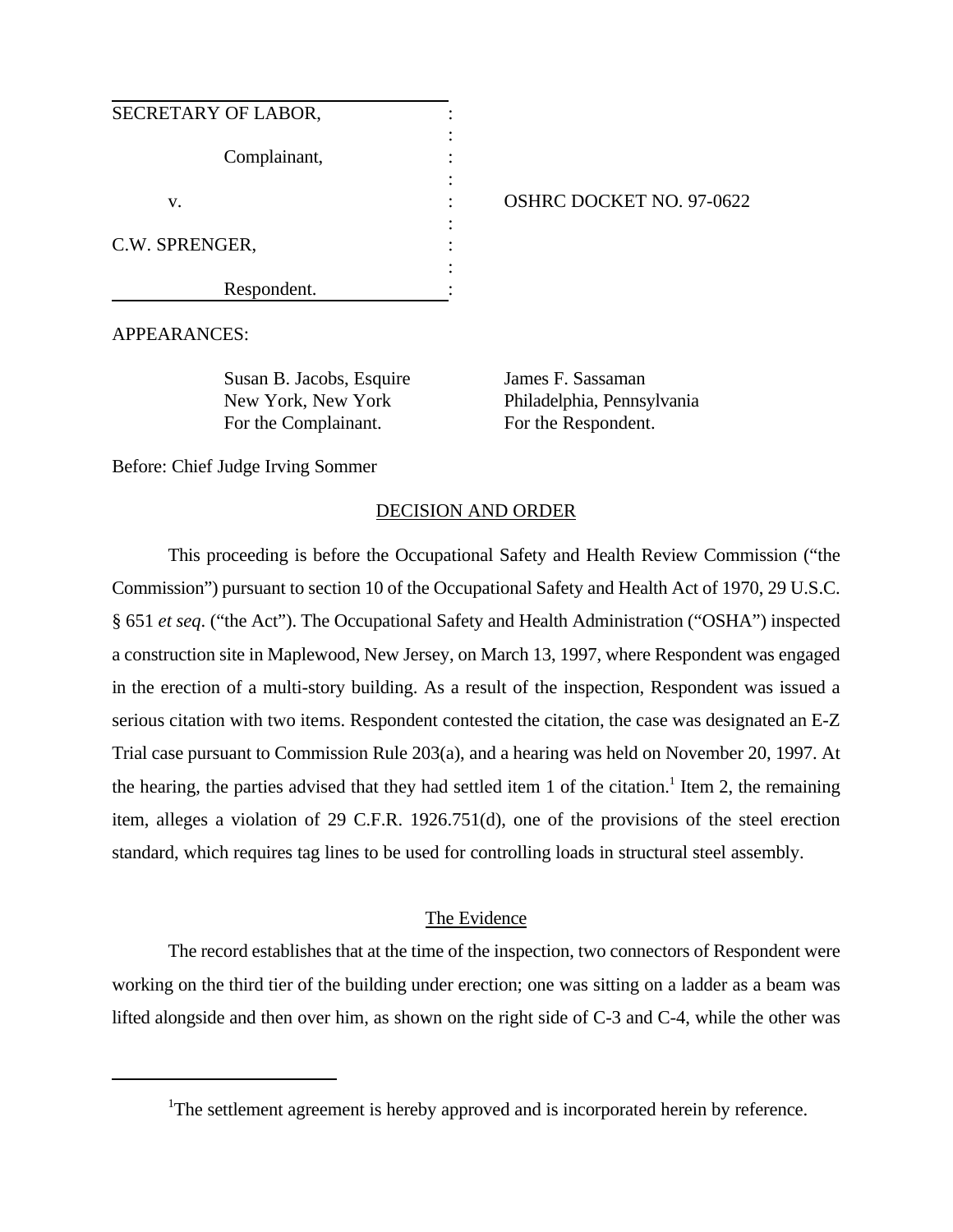SECRETARY OF LABOR,

Complainant,

v.

C.W. SPRENGER,

Respondent.

OSHRC DOCKET NO. 97-0622

APPEARANCES:

Susan B. Jacobs, Esquire
New York, New York
For the Complainant.

James F. Sassaman
Philadelphia, Pennsylvania
For the Respondent.

Before: Chief Judge Irving Sommer

## DECISION AND ORDER

This proceeding is before the Occupational Safety and Health Review Commission ("the Commission") pursuant to section 10 of the Occupational Safety and Health Act of 1970, 29 U.S.C. § 651 *et seq*. ("the Act"). The Occupational Safety and Health Administration ("OSHA") inspected a construction site in Maplewood, New Jersey, on March 13, 1997, where Respondent was engaged in the erection of a multi-story building. As a result of the inspection, Respondent was issued a serious citation with two items. Respondent contested the citation, the case was designated an E-Z Trial case pursuant to Commission Rule 203(a), and a hearing was held on November 20, 1997. At the hearing, the parties advised that they had settled item 1 of the citation.[1] Item 2, the remaining item, alleges a violation of 29 C.F.R. 1926.751(d), one of the provisions of the steel erection standard, which requires tag lines to be used for controlling loads in structural steel assembly.

## The Evidence

The record establishes that at the time of the inspection, two connectors of Respondent were working on the third tier of the building under erection; one was sitting on a ladder as a beam was lifted alongside and then over him, as shown on the right side of C-3 and C-4, while the other was

[1]The settlement agreement is hereby approved and is incorporated herein by reference.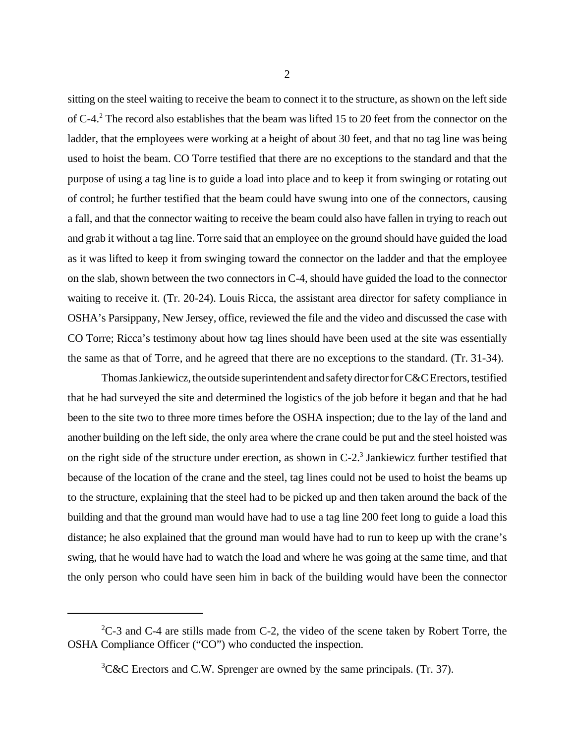sitting on the steel waiting to receive the beam to connect it to the structure, as shown on the left side of C-4.[2] The record also establishes that the beam was lifted 15 to 20 feet from the connector on the ladder, that the employees were working at a height of about 30 feet, and that no tag line was being used to hoist the beam. CO Torre testified that there are no exceptions to the standard and that the purpose of using a tag line is to guide a load into place and to keep it from swinging or rotating out of control; he further testified that the beam could have swung into one of the connectors, causing a fall, and that the connector waiting to receive the beam could also have fallen in trying to reach out and grab it without a tag line. Torre said that an employee on the ground should have guided the load as it was lifted to keep it from swinging toward the connector on the ladder and that the employee on the slab, shown between the two connectors in C-4, should have guided the load to the connector waiting to receive it. (Tr. 20-24). Louis Ricca, the assistant area director for safety compliance in OSHA's Parsippany, New Jersey, office, reviewed the file and the video and discussed the case with CO Torre; Ricca's testimony about how tag lines should have been used at the site was essentially the same as that of Torre, and he agreed that there are no exceptions to the standard. (Tr. 31-34).

Thomas Jankiewicz, the outside superintendent and safety director for C&C Erectors, testified that he had surveyed the site and determined the logistics of the job before it began and that he had been to the site two to three more times before the OSHA inspection; due to the lay of the land and another building on the left side, the only area where the crane could be put and the steel hoisted was on the right side of the structure under erection, as shown in C-2.[3] Jankiewicz further testified that because of the location of the crane and the steel, tag lines could not be used to hoist the beams up to the structure, explaining that the steel had to be picked up and then taken around the back of the building and that the ground man would have had to use a tag line 200 feet long to guide a load this distance; he also explained that the ground man would have had to run to keep up with the crane's swing, that he would have had to watch the load and where he was going at the same time, and that the only person who could have seen him in back of the building would have been the connector

---

[2]C-3 and C-4 are stills made from C-2, the video of the scene taken by Robert Torre, the OSHA Compliance Officer ("CO") who conducted the inspection.

[3]C&C Erectors and C.W. Sprenger are owned by the same principals. (Tr. 37).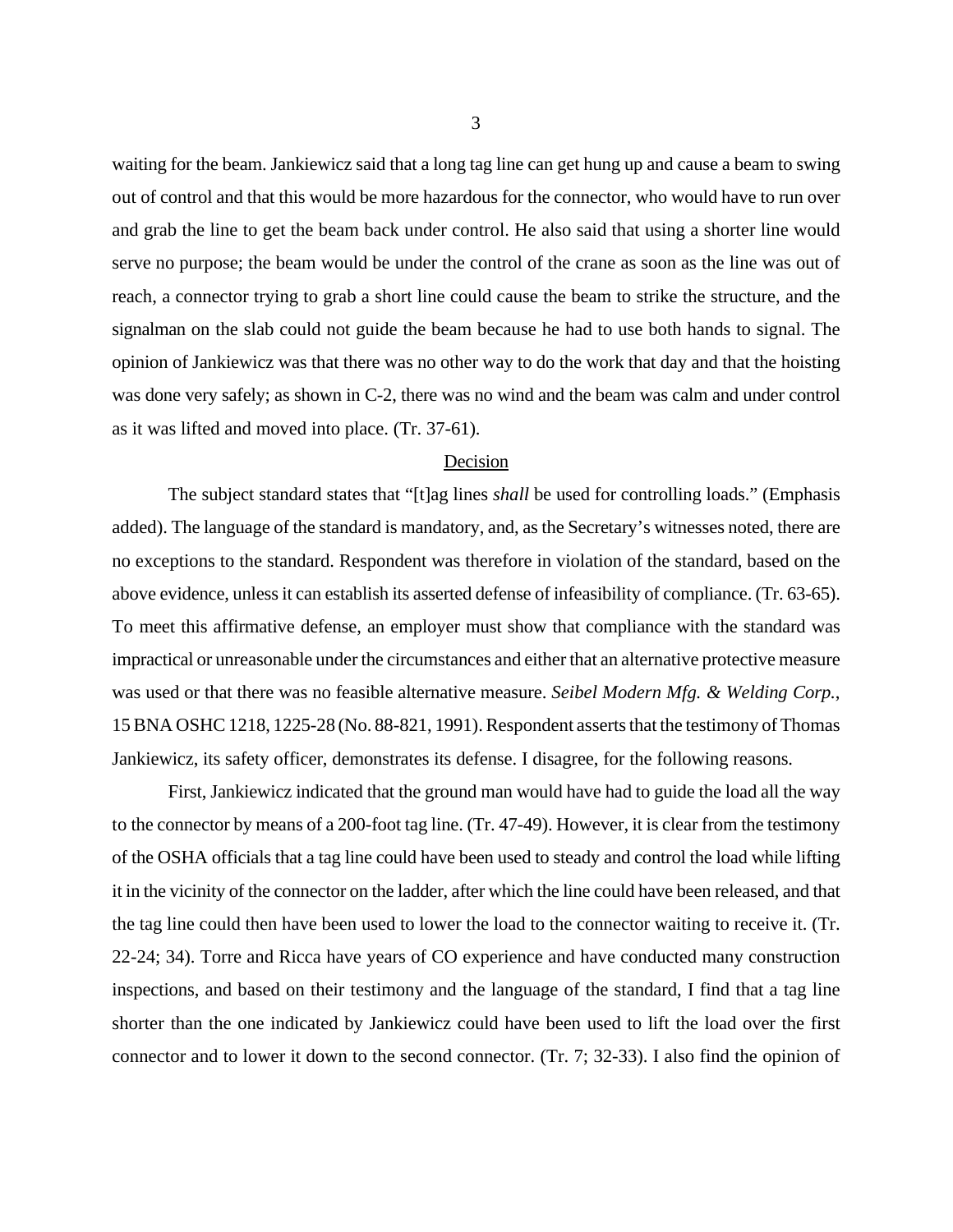waiting for the beam. Jankiewicz said that a long tag line can get hung up and cause a beam to swing out of control and that this would be more hazardous for the connector, who would have to run over and grab the line to get the beam back under control. He also said that using a shorter line would serve no purpose; the beam would be under the control of the crane as soon as the line was out of reach, a connector trying to grab a short line could cause the beam to strike the structure, and the signalman on the slab could not guide the beam because he had to use both hands to signal. The opinion of Jankiewicz was that there was no other way to do the work that day and that the hoisting was done very safely; as shown in C-2, there was no wind and the beam was calm and under control as it was lifted and moved into place. (Tr. 37-61).

## Decision

The subject standard states that "[t]ag lines *shall* be used for controlling loads." (Emphasis added). The language of the standard is mandatory, and, as the Secretary's witnesses noted, there are no exceptions to the standard. Respondent was therefore in violation of the standard, based on the above evidence, unless it can establish its asserted defense of infeasibility of compliance. (Tr. 63-65). To meet this affirmative defense, an employer must show that compliance with the standard was impractical or unreasonable under the circumstances and either that an alternative protective measure was used or that there was no feasible alternative measure. *Seibel Modern Mfg. & Welding Corp.*, 15 BNA OSHC 1218, 1225-28 (No. 88-821, 1991). Respondent asserts that the testimony of Thomas Jankiewicz, its safety officer, demonstrates its defense. I disagree, for the following reasons.

First, Jankiewicz indicated that the ground man would have had to guide the load all the way to the connector by means of a 200-foot tag line. (Tr. 47-49). However, it is clear from the testimony of the OSHA officials that a tag line could have been used to steady and control the load while lifting it in the vicinity of the connector on the ladder, after which the line could have been released, and that the tag line could then have been used to lower the load to the connector waiting to receive it. (Tr. 22-24; 34). Torre and Ricca have years of CO experience and have conducted many construction inspections, and based on their testimony and the language of the standard, I find that a tag line shorter than the one indicated by Jankiewicz could have been used to lift the load over the first connector and to lower it down to the second connector. (Tr. 7; 32-33). I also find the opinion of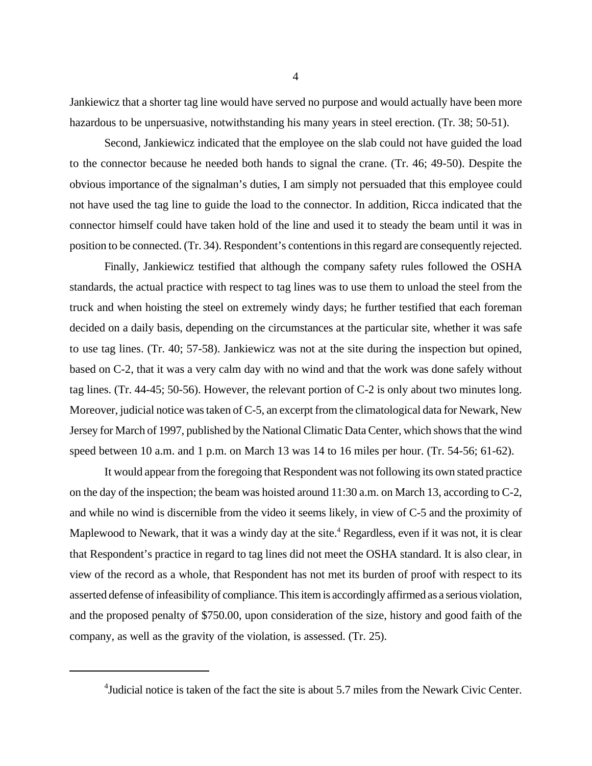Jankiewicz that a shorter tag line would have served no purpose and would actually have been more hazardous to be unpersuasive, notwithstanding his many years in steel erection. (Tr. 38; 50-51).

Second, Jankiewicz indicated that the employee on the slab could not have guided the load to the connector because he needed both hands to signal the crane. (Tr. 46; 49-50). Despite the obvious importance of the signalman's duties, I am simply not persuaded that this employee could not have used the tag line to guide the load to the connector. In addition, Ricca indicated that the connector himself could have taken hold of the line and used it to steady the beam until it was in position to be connected. (Tr. 34). Respondent's contentions in this regard are consequently rejected.

Finally, Jankiewicz testified that although the company safety rules followed the OSHA standards, the actual practice with respect to tag lines was to use them to unload the steel from the truck and when hoisting the steel on extremely windy days; he further testified that each foreman decided on a daily basis, depending on the circumstances at the particular site, whether it was safe to use tag lines. (Tr. 40; 57-58). Jankiewicz was not at the site during the inspection but opined, based on C-2, that it was a very calm day with no wind and that the work was done safely without tag lines. (Tr. 44-45; 50-56). However, the relevant portion of C-2 is only about two minutes long. Moreover, judicial notice was taken of C-5, an excerpt from the climatological data for Newark, New Jersey for March of 1997, published by the National Climatic Data Center, which shows that the wind speed between 10 a.m. and 1 p.m. on March 13 was 14 to 16 miles per hour. (Tr. 54-56; 61-62).

It would appear from the foregoing that Respondent was not following its own stated practice on the day of the inspection; the beam was hoisted around 11:30 a.m. on March 13, according to C-2, and while no wind is discernible from the video it seems likely, in view of C-5 and the proximity of Maplewood to Newark, that it was a windy day at the site.[4] Regardless, even if it was not, it is clear that Respondent's practice in regard to tag lines did not meet the OSHA standard. It is also clear, in view of the record as a whole, that Respondent has not met its burden of proof with respect to its asserted defense of infeasibility of compliance. This item is accordingly affirmed as a serious violation, and the proposed penalty of $750.00, upon consideration of the size, history and good faith of the company, as well as the gravity of the violation, is assessed. (Tr. 25).

---

[4] Judicial notice is taken of the fact the site is about 5.7 miles from the Newark Civic Center.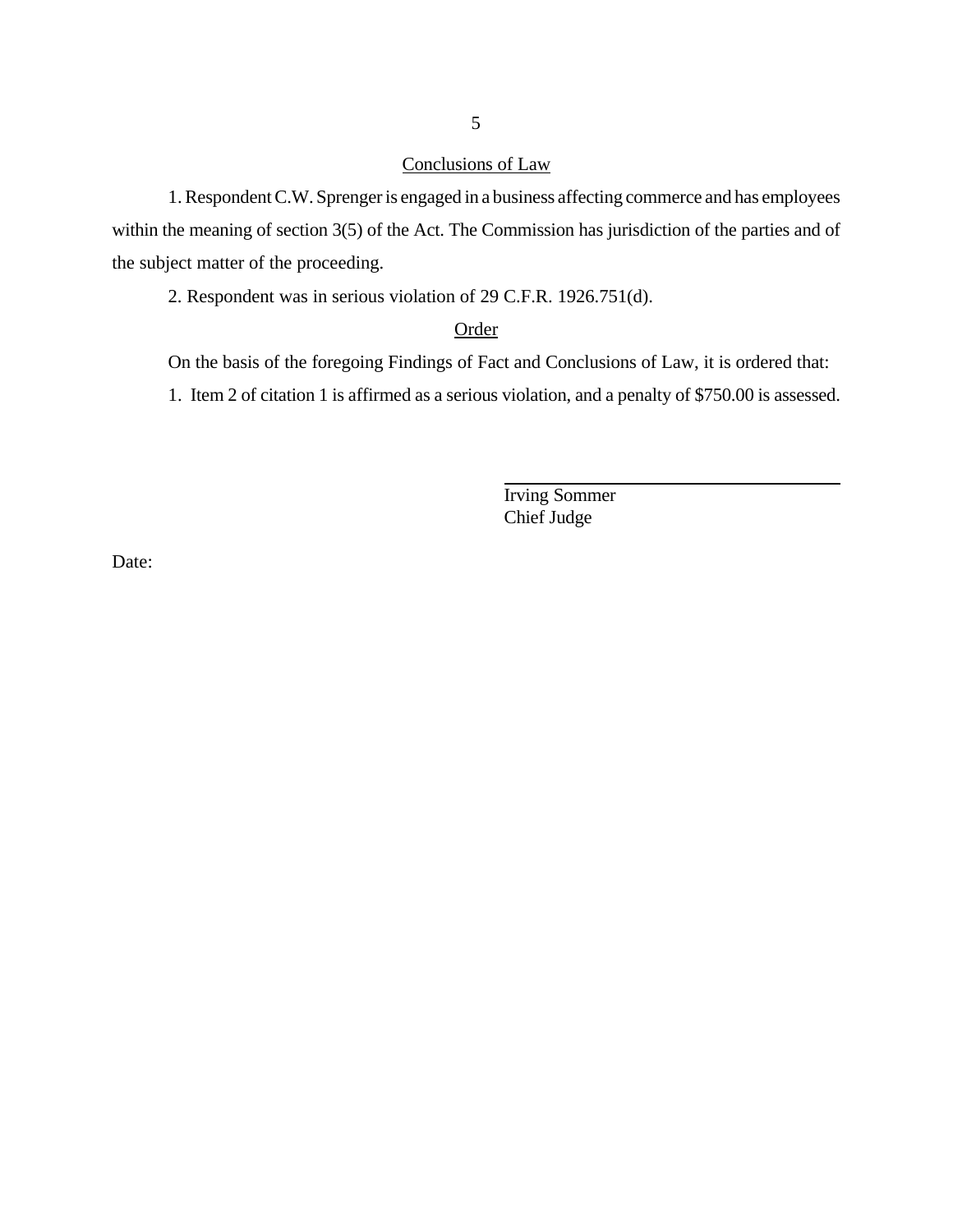## Conclusions of Law

1. Respondent C.W. Sprenger is engaged in a business affecting commerce and has employees within the meaning of section 3(5) of the Act. The Commission has jurisdiction of the parties and of the subject matter of the proceeding.

2. Respondent was in serious violation of 29 C.F.R. 1926.751(d).

## Order

On the basis of the foregoing Findings of Fact and Conclusions of Law, it is ordered that:

1. Item 2 of citation 1 is affirmed as a serious violation, and a penalty of $750.00 is assessed.

Irving Sommer
Chief Judge

Date: